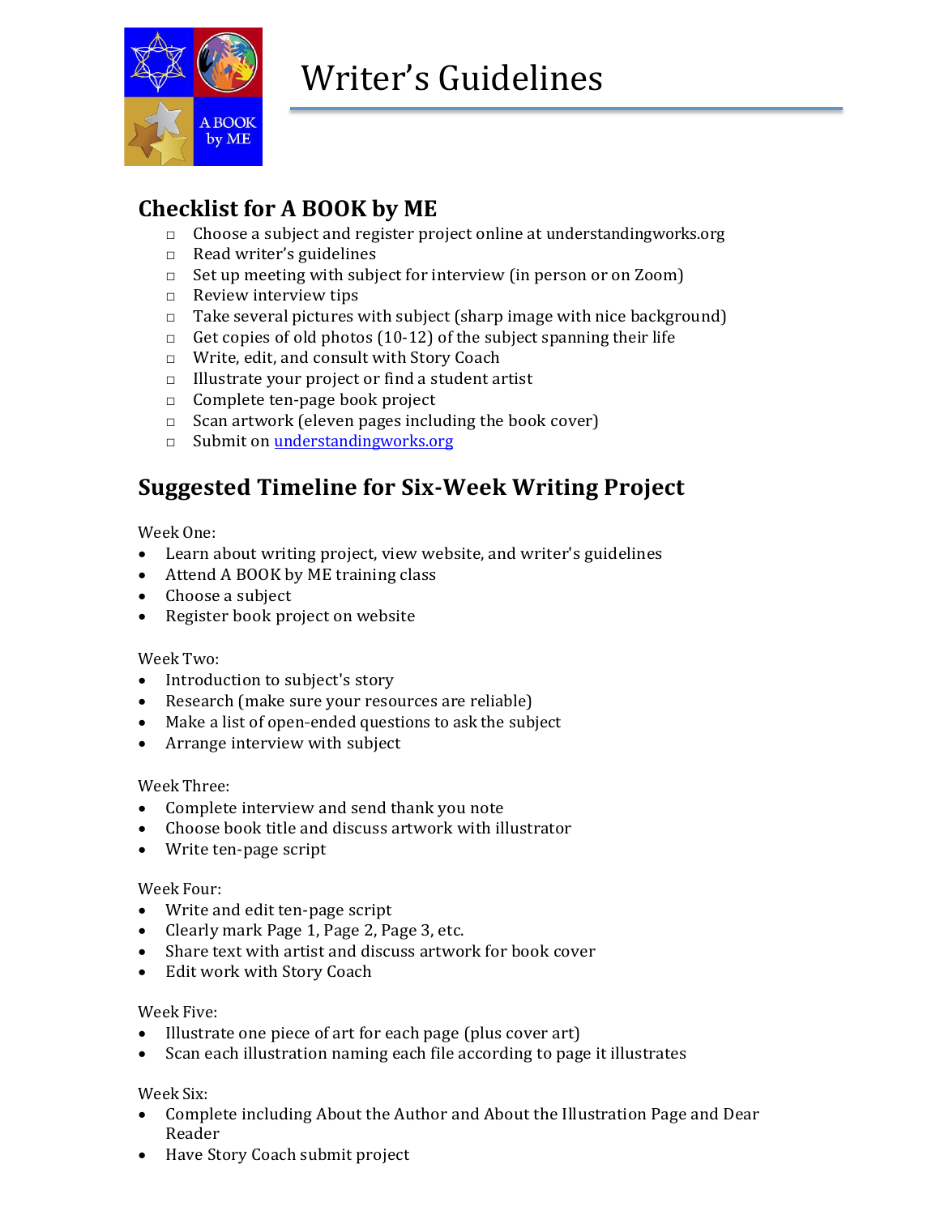# Writer's Guidelines

## Checklist for A BOOK by ME

- ☐ Choose a subject and register project online at understandingworks.org
- ☐ Read writer's guidelines
- ☐ Set up meeting with subject for interview (in person or on Zoom)
- ☐ Review interview tips
- ☐ Take several pictures with subject (sharp image with nice background)
- ☐ Get copies of old photos (10-12) of the subject spanning their life
- ☐ Write, edit, and consult with Story Coach
- ☐ Illustrate your project or find a student artist
- ☐ Complete ten-page book project
- ☐ Scan artwork (eleven pages including the book cover)
- ☐ Submit on [understandingworks.org](understandingworks.org)

## Suggested Timeline for Six-Week Writing Project

Week One:

- Learn about writing project, view website, and writer's guidelines
- Attend A BOOK by ME training class
- Choose a subject
- Register book project on website

Week Two:

- Introduction to subject's story
- Research (make sure your resources are reliable)
- Make a list of open-ended questions to ask the subject
- Arrange interview with subject

Week Three:

- Complete interview and send thank you note
- Choose book title and discuss artwork with illustrator
- Write ten-page script

Week Four:

- Write and edit ten-page script
- Clearly mark Page 1, Page 2, Page 3, etc.
- Share text with artist and discuss artwork for book cover
- Edit work with Story Coach

Week Five:

- Illustrate one piece of art for each page (plus cover art)
- Scan each illustration naming each file according to page it illustrates

Week Six:

- Complete including About the Author and About the Illustration Page and Dear Reader
- Have Story Coach submit project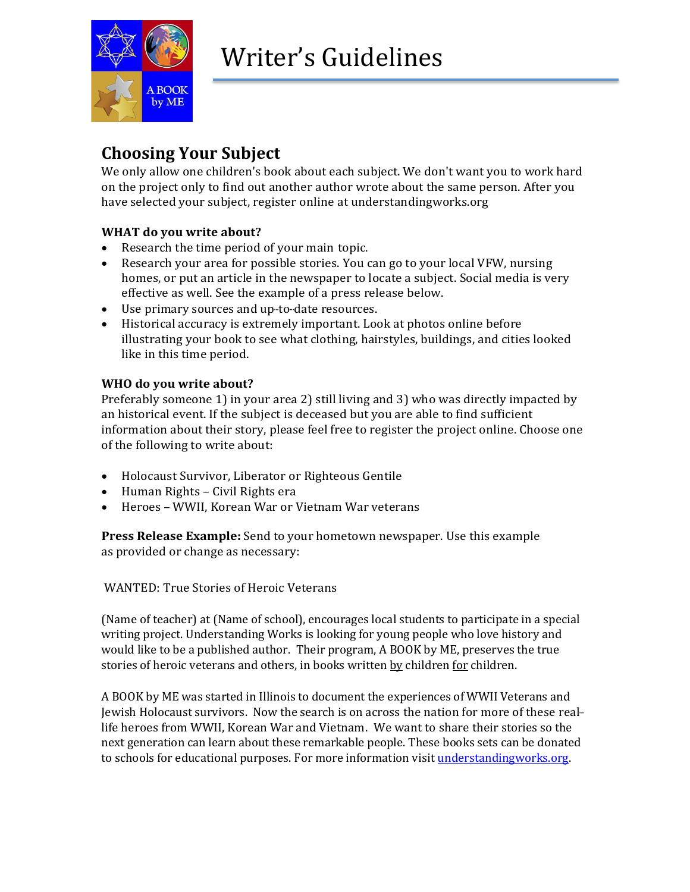# Writer's Guidelines

## Choosing Your Subject

We only allow one children's book about each subject. We don't want you to work hard on the project only to find out another author wrote about the same person. After you have selected your subject, register online at understandingworks.org

### WHAT do you write about?

- Research the time period of your main topic.
- Research your area for possible stories. You can go to your local VFW, nursing homes, or put an article in the newspaper to locate a subject. Social media is very effective as well. See the example of a press release below.
- Use primary sources and up-to-date resources.
- Historical accuracy is extremely important. Look at photos online before illustrating your book to see what clothing, hairstyles, buildings, and cities looked like in this time period.

### WHO do you write about?

Preferably someone 1) in your area 2) still living and 3) who was directly impacted by an historical event. If the subject is deceased but you are able to find sufficient information about their story, please feel free to register the project online. Choose one of the following to write about:

- Holocaust Survivor, Liberator or Righteous Gentile
- Human Rights – Civil Rights era
- Heroes – WWII, Korean War or Vietnam War veterans

**Press Release Example:** Send to your hometown newspaper. Use this example as provided or change as necessary:

WANTED: True Stories of Heroic Veterans

(Name of teacher) at (Name of school), encourages local students to participate in a special writing project. Understanding Works is looking for young people who love history and would like to be a published author. Their program, A BOOK by ME, preserves the true stories of heroic veterans and others, in books written by children for children.

A BOOK by ME was started in Illinois to document the experiences of WWII Veterans and Jewish Holocaust survivors. Now the search is on across the nation for more of these real-life heroes from WWII, Korean War and Vietnam. We want to share their stories so the next generation can learn about these remarkable people. These books sets can be donated to schools for educational purposes. For more information visit understandingworks.org.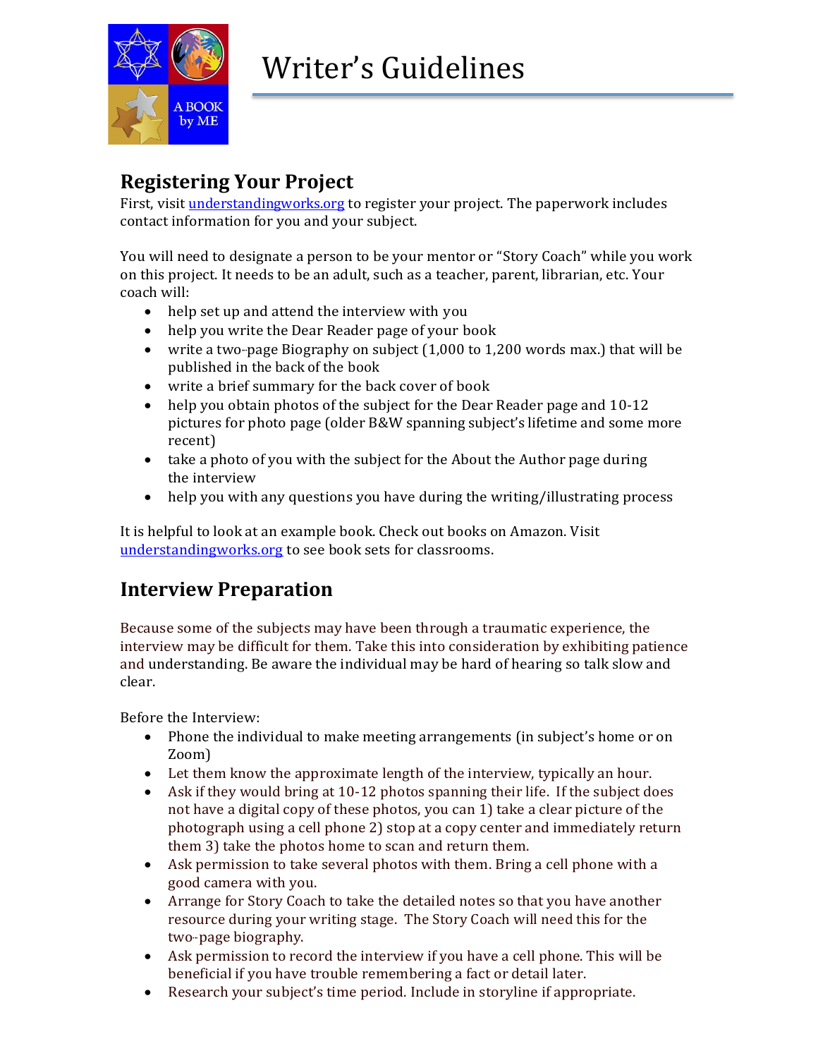# Writer's Guidelines

## Registering Your Project

First, visit understandingworks.org to register your project. The paperwork includes contact information for you and your subject.

You will need to designate a person to be your mentor or "Story Coach" while you work on this project. It needs to be an adult, such as a teacher, parent, librarian, etc. Your coach will:

- help set up and attend the interview with you
- help you write the Dear Reader page of your book
- write a two-page Biography on subject (1,000 to 1,200 words max.) that will be published in the back of the book
- write a brief summary for the back cover of book
- help you obtain photos of the subject for the Dear Reader page and 10-12 pictures for photo page (older B&W spanning subject's lifetime and some more recent)
- take a photo of you with the subject for the About the Author page during the interview
- help you with any questions you have during the writing/illustrating process

It is helpful to look at an example book. Check out books on Amazon. Visit understandingworks.org to see book sets for classrooms.

## Interview Preparation

Because some of the subjects may have been through a traumatic experience, the interview may be difficult for them. Take this into consideration by exhibiting patience and understanding. Be aware the individual may be hard of hearing so talk slow and clear.

Before the Interview:

- Phone the individual to make meeting arrangements (in subject's home or on Zoom)
- Let them know the approximate length of the interview, typically an hour.
- Ask if they would bring at 10-12 photos spanning their life. If the subject does not have a digital copy of these photos, you can 1) take a clear picture of the photograph using a cell phone 2) stop at a copy center and immediately return them 3) take the photos home to scan and return them.
- Ask permission to take several photos with them. Bring a cell phone with a good camera with you.
- Arrange for Story Coach to take the detailed notes so that you have another resource during your writing stage. The Story Coach will need this for the two-page biography.
- Ask permission to record the interview if you have a cell phone. This will be beneficial if you have trouble remembering a fact or detail later.
- Research your subject's time period. Include in storyline if appropriate.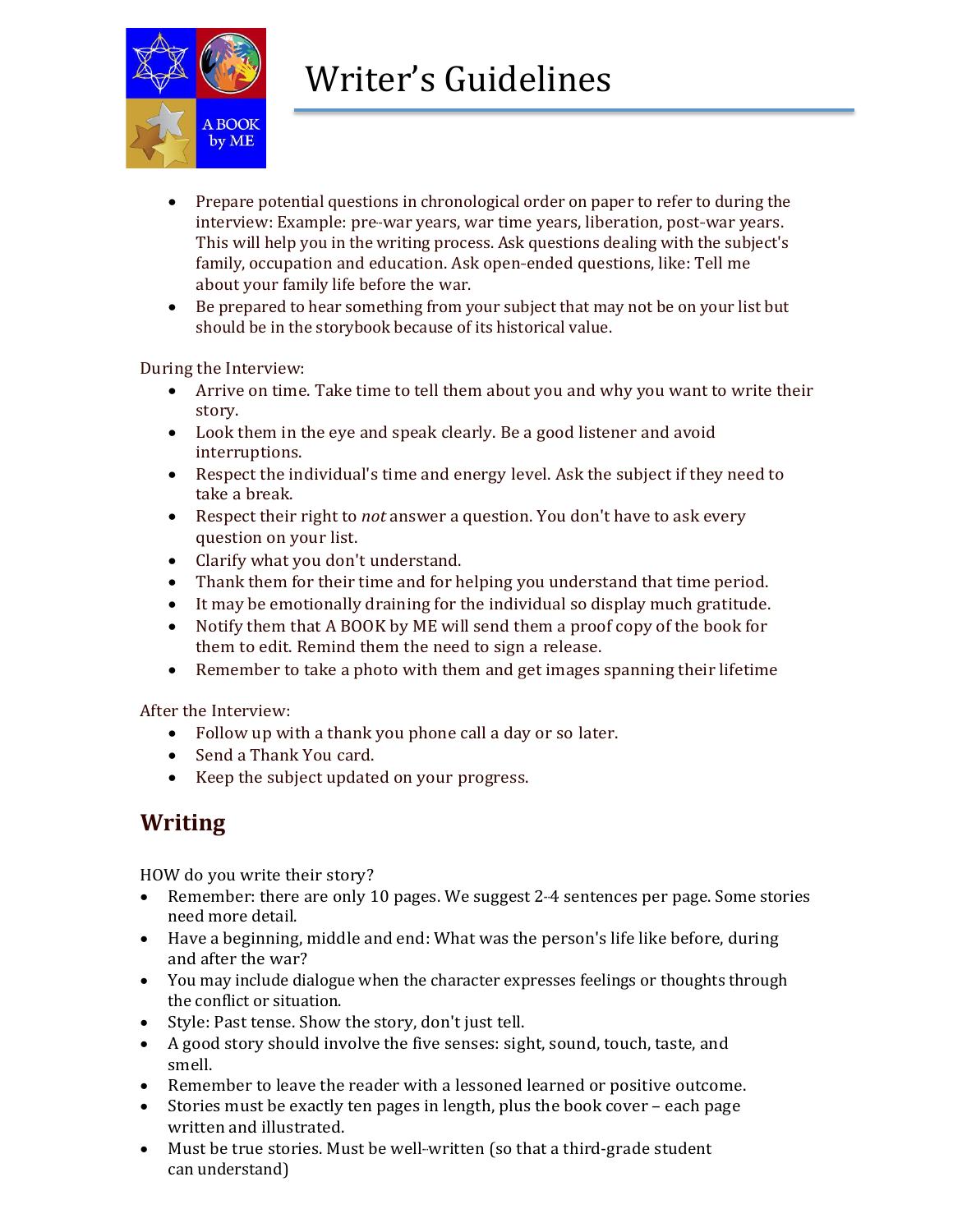# Writer's Guidelines

- Prepare potential questions in chronological order on paper to refer to during the interview: Example: pre-war years, war time years, liberation, post-war years. This will help you in the writing process. Ask questions dealing with the subject's family, occupation and education. Ask open-ended questions, like: Tell me about your family life before the war.
- Be prepared to hear something from your subject that may not be on your list but should be in the storybook because of its historical value.

During the Interview:

- Arrive on time. Take time to tell them about you and why you want to write their story.
- Look them in the eye and speak clearly. Be a good listener and avoid interruptions.
- Respect the individual's time and energy level. Ask the subject if they need to take a break.
- Respect their right to *not* answer a question. You don't have to ask every question on your list.
- Clarify what you don't understand.
- Thank them for their time and for helping you understand that time period.
- It may be emotionally draining for the individual so display much gratitude.
- Notify them that A BOOK by ME will send them a proof copy of the book for them to edit. Remind them the need to sign a release.
- Remember to take a photo with them and get images spanning their lifetime

After the Interview:

- Follow up with a thank you phone call a day or so later.
- Send a Thank You card.
- Keep the subject updated on your progress.

## Writing

HOW do you write their story?

- Remember: there are only 10 pages. We suggest 2-4 sentences per page. Some stories need more detail.
- Have a beginning, middle and end: What was the person's life like before, during and after the war?
- You may include dialogue when the character expresses feelings or thoughts through the conflict or situation.
- Style: Past tense. Show the story, don't just tell.
- A good story should involve the five senses: sight, sound, touch, taste, and smell.
- Remember to leave the reader with a lessoned learned or positive outcome.
- Stories must be exactly ten pages in length, plus the book cover – each page written and illustrated.
- Must be true stories. Must be well-written (so that a third-grade student can understand)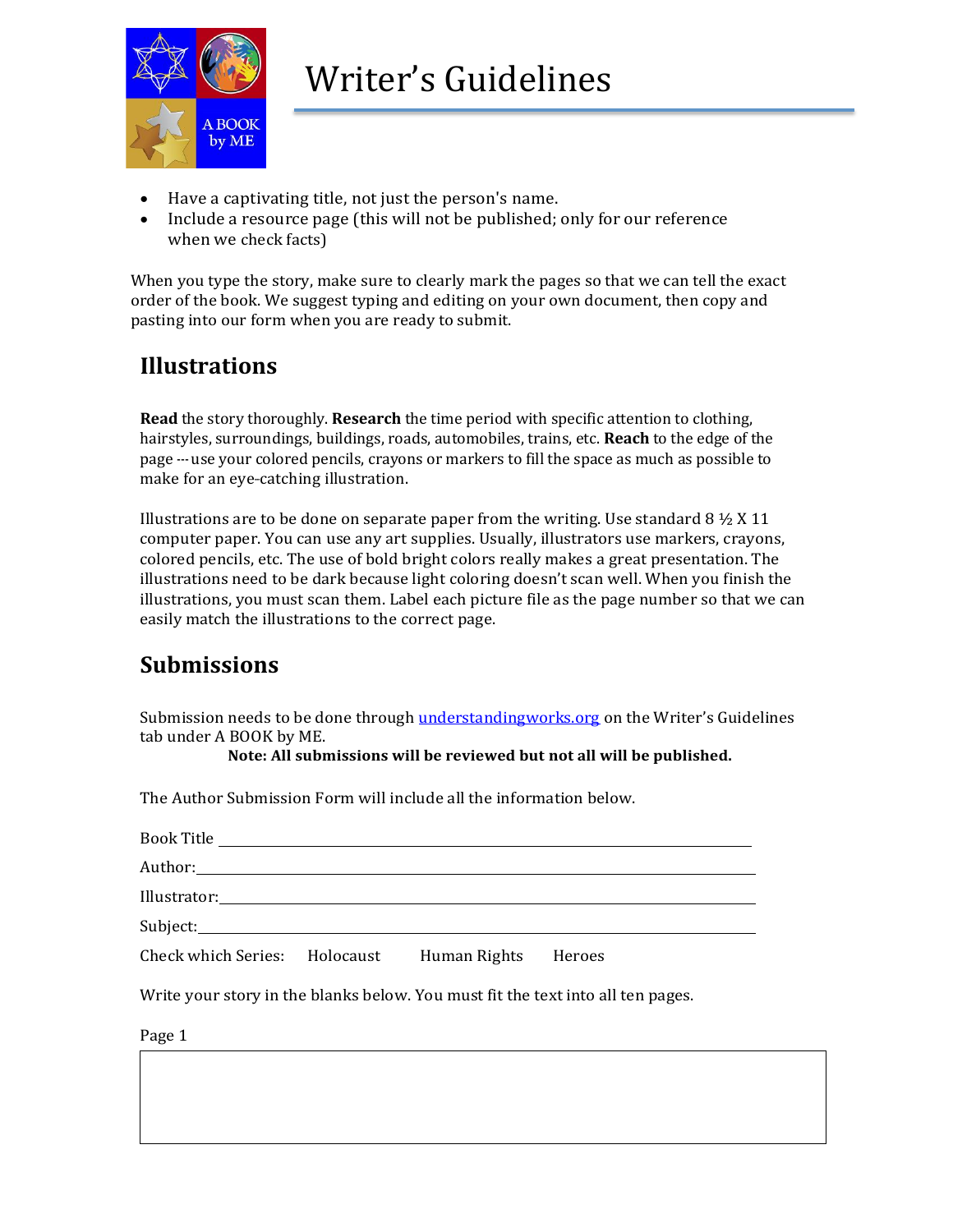# Writer's Guidelines

- Have a captivating title, not just the person's name.
- Include a resource page (this will not be published; only for our reference when we check facts)

When you type the story, make sure to clearly mark the pages so that we can tell the exact order of the book. We suggest typing and editing on your own document, then copy and pasting into our form when you are ready to submit.

## Illustrations

**Read** the story thoroughly. **Research** the time period with specific attention to clothing, hairstyles, surroundings, buildings, roads, automobiles, trains, etc. **Reach** to the edge of the page --- use your colored pencils, crayons or markers to fill the space as much as possible to make for an eye-catching illustration.

Illustrations are to be done on separate paper from the writing. Use standard 8 ½ X 11 computer paper. You can use any art supplies. Usually, illustrators use markers, crayons, colored pencils, etc. The use of bold bright colors really makes a great presentation. The illustrations need to be dark because light coloring doesn't scan well. When you finish the illustrations, you must scan them. Label each picture file as the page number so that we can easily match the illustrations to the correct page.

## Submissions

Submission needs to be done through understandingworks.org on the Writer's Guidelines tab under A BOOK by ME.

**Note: All submissions will be reviewed but not all will be published.**

The Author Submission Form will include all the information below.

Book Title ______________________________

Author: ______________________________

Illustrator: ______________________________

Subject: ______________________________

Check which Series: Holocaust Human Rights Heroes

Write your story in the blanks below. You must fit the text into all ten pages.

Page 1

| |
|---|
| |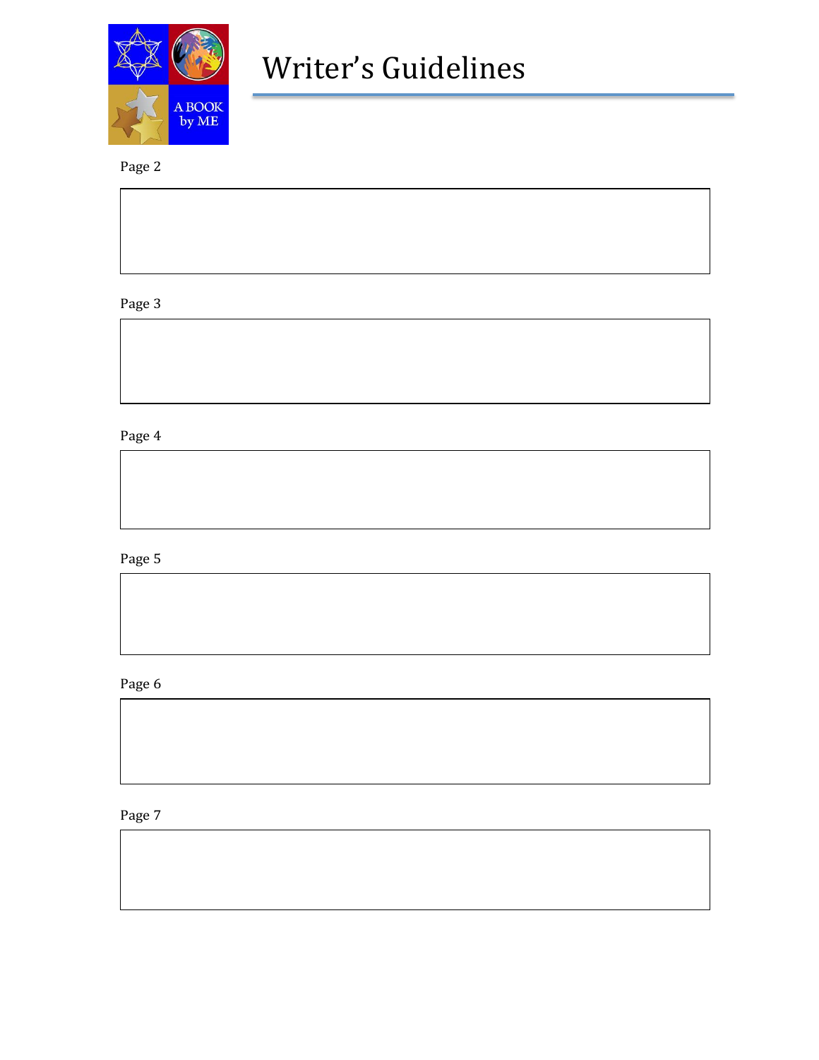# Writer's Guidelines

Page 2

Page 3

Page 4

Page 5

Page 6

Page 7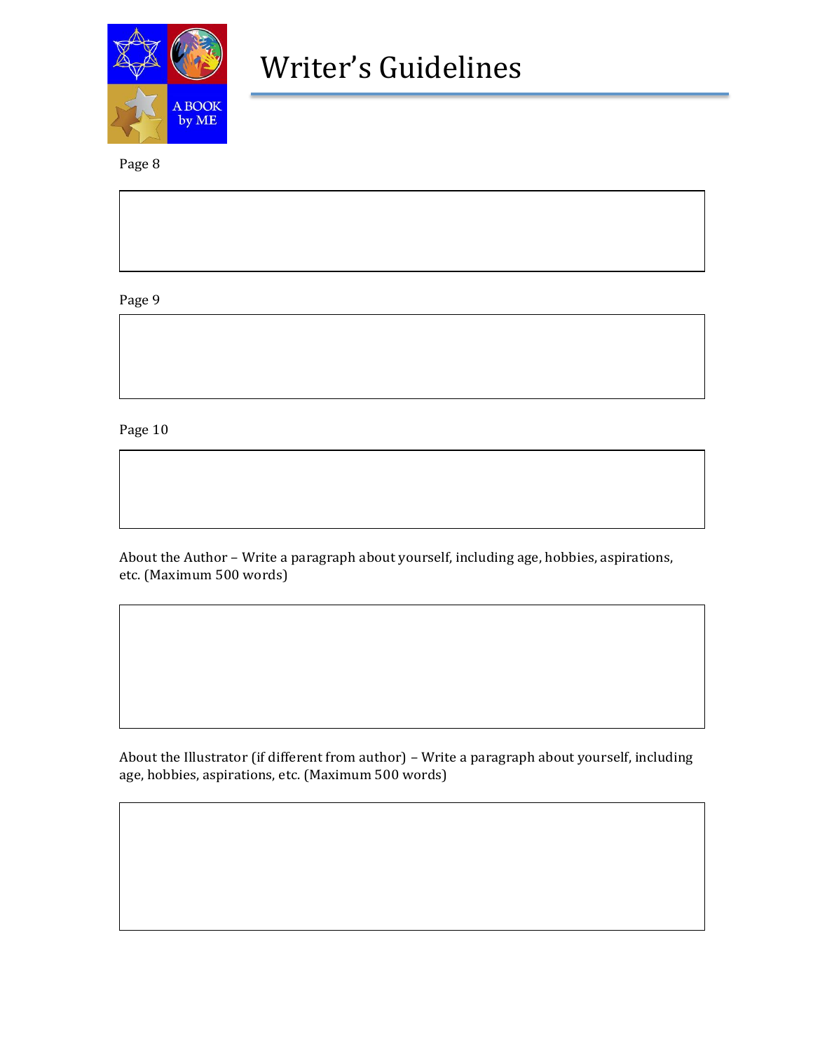# Writer's Guidelines

Page 8

Page 9

Page 10

About the Author – Write a paragraph about yourself, including age, hobbies, aspirations, etc. (Maximum 500 words)

About the Illustrator (if different from author) – Write a paragraph about yourself, including age, hobbies, aspirations, etc. (Maximum 500 words)